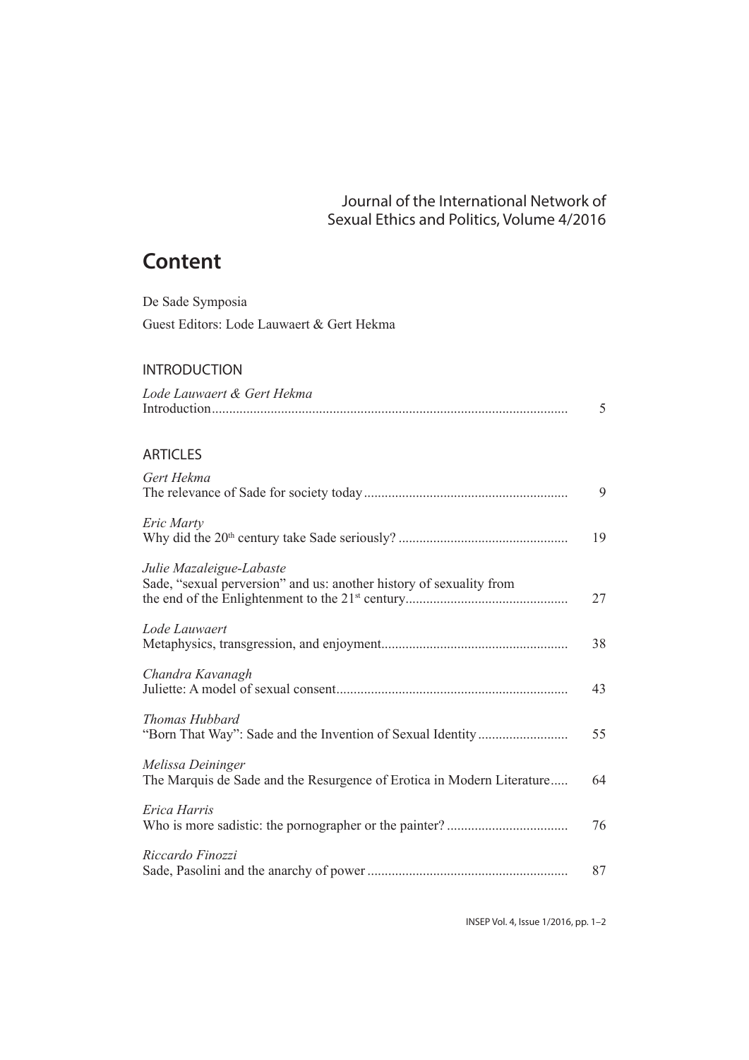Journal of the International Network of Sexual Ethics and Politics, Volume 4/2016

# Content

De Sade Symposia

Guest Editors: Lode Lauwaert & Gert Hekma

## INTRODUCTION

*Lode Lauwaert & Gert Hekma*
Introduction ........................................................................................................ 5

## ARTICLES

*Gert Hekma*
The relevance of Sade for society today ............................................................ 9

*Eric Marty*
Why did the 20th century take Sade seriously? ................................................ 19

*Julie Mazaleigue-Labaste*
Sade, "sexual perversion" and us: another history of sexuality from the end of the Enlightenment to the 21st century ............................................... 27

*Lode Lauwaert*
Metaphysics, transgression, and enjoyment ....................................................... 38

*Chandra Kavanagh*
Juliette: A model of sexual consent .................................................................... 43

*Thomas Hubbard*
"Born That Way": Sade and the Invention of Sexual Identity .......................... 55

*Melissa Deininger*
The Marquis de Sade and the Resurgence of Erotica in Modern Literature ..... 64

*Erica Harris*
Who is more sadistic: the pornographer or the painter? .................................. 76

*Riccardo Finozzi*
Sade, Pasolini and the anarchy of power ........................................................... 87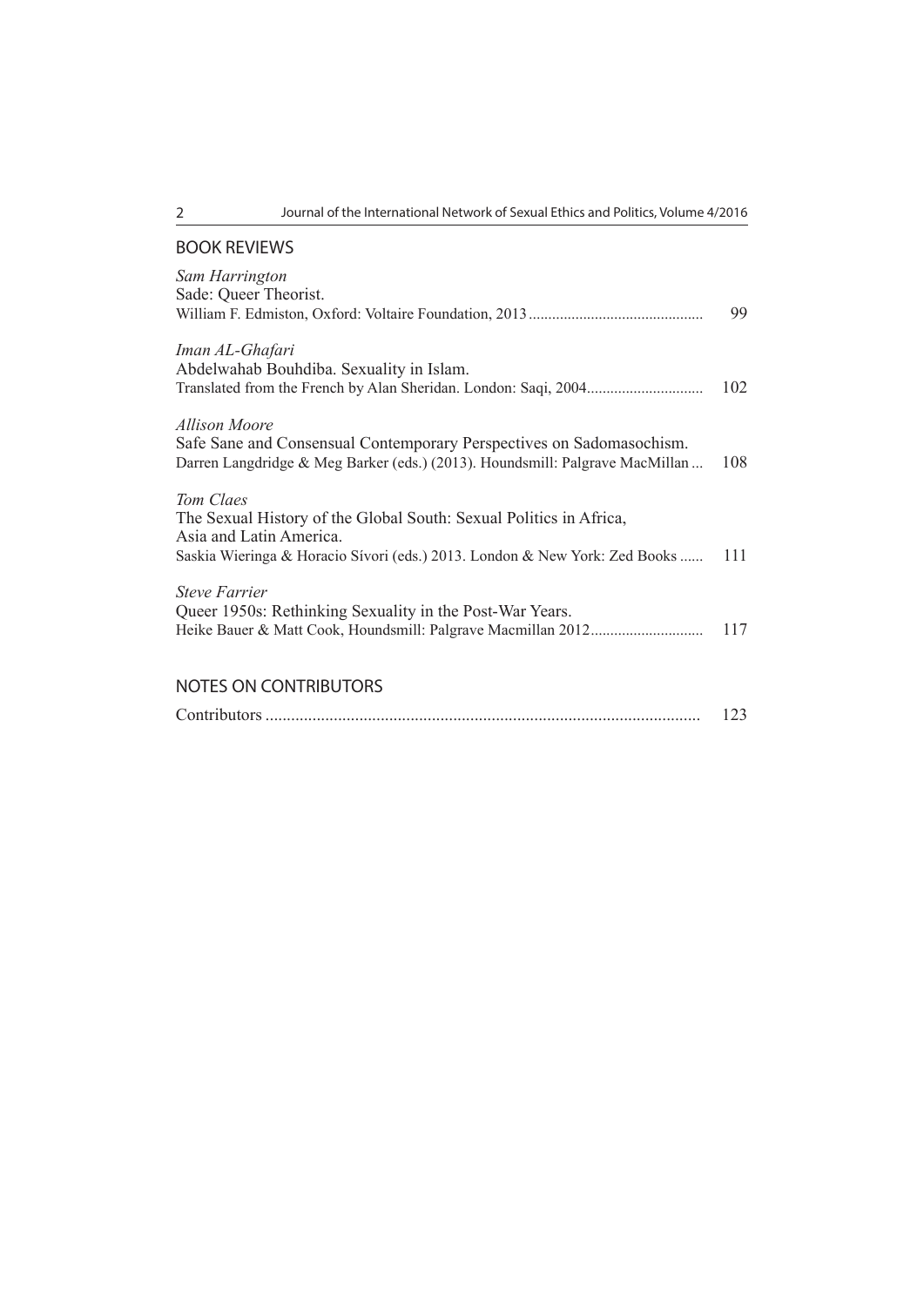## BOOK REVIEWS

*Sam Harrington*
Sade: Queer Theorist.
William F. Edmiston, Oxford: Voltaire Foundation, 2013 ............................................ 99

*Iman AL-Ghafari*
Abdelwahab Bouhdiba. Sexuality in Islam.
Translated from the French by Alan Sheridan. London: Saqi, 2004............................. 102

*Allison Moore*
Safe Sane and Consensual Contemporary Perspectives on Sadomasochism.
Darren Langdridge & Meg Barker (eds.) (2013). Houndsmill: Palgrave MacMillan ... 108

*Tom Claes*
The Sexual History of the Global South: Sexual Politics in Africa, Asia and Latin America.
Saskia Wieringa & Horacio Sívori (eds.) 2013. London & New York: Zed Books ...... 111

*Steve Farrier*
Queer 1950s: Rethinking Sexuality in the Post-War Years.
Heike Bauer & Matt Cook, Houndsmill: Palgrave Macmillan 2012............................ 117

## NOTES ON CONTRIBUTORS

Contributors ..................................................................................................... 123